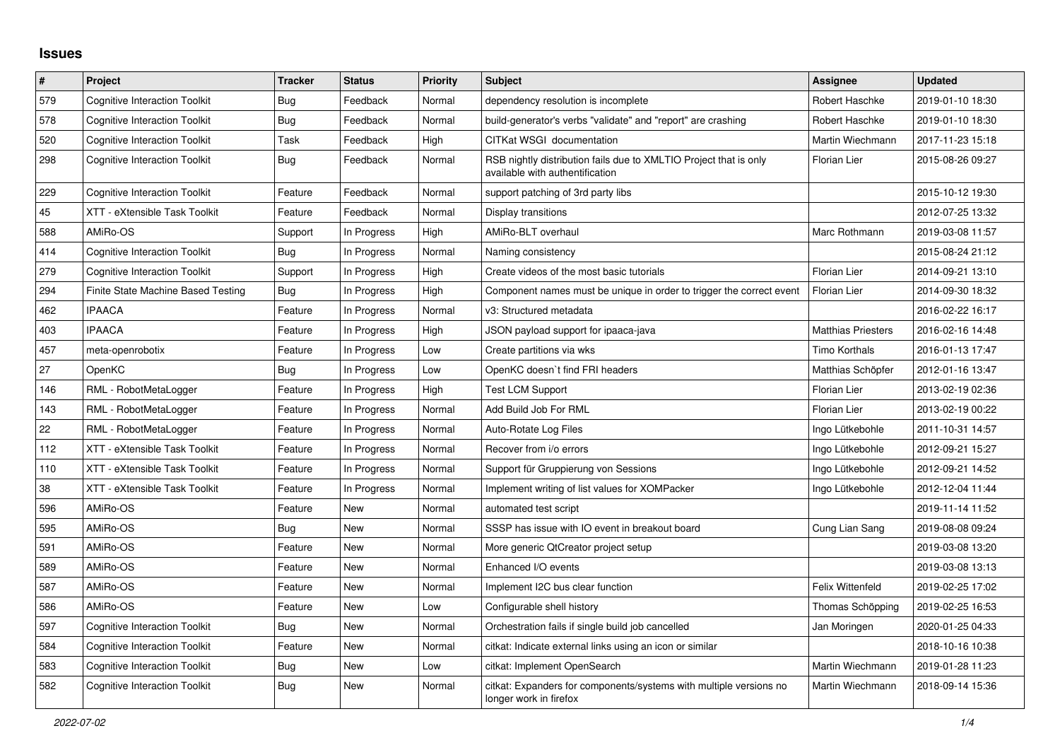## Issues

| # | Project | Tracker | Status | Priority | Subject | Assignee | Updated |
|---|---|---|---|---|---|---|---|
| 579 | Cognitive Interaction Toolkit | Bug | Feedback | Normal | dependency resolution is incomplete | Robert Haschke | 2019-01-10 18:30 |
| 578 | Cognitive Interaction Toolkit | Bug | Feedback | Normal | build-generator's verbs "validate" and "report" are crashing | Robert Haschke | 2019-01-10 18:30 |
| 520 | Cognitive Interaction Toolkit | Task | Feedback | High | CITKat WSGI documentation | Martin Wiechmann | 2017-11-23 15:18 |
| 298 | Cognitive Interaction Toolkit | Bug | Feedback | Normal | RSB nightly distribution fails due to XMLTIO Project that is only available with authentification | Florian Lier | 2015-08-26 09:27 |
| 229 | Cognitive Interaction Toolkit | Feature | Feedback | Normal | support patching of 3rd party libs | | 2015-10-12 19:30 |
| 45 | XTT - eXtensible Task Toolkit | Feature | Feedback | Normal | Display transitions | | 2012-07-25 13:32 |
| 588 | AMiRo-OS | Support | In Progress | High | AMiRo-BLT overhaul | Marc Rothmann | 2019-03-08 11:57 |
| 414 | Cognitive Interaction Toolkit | Bug | In Progress | Normal | Naming consistency | | 2015-08-24 21:12 |
| 279 | Cognitive Interaction Toolkit | Support | In Progress | High | Create videos of the most basic tutorials | Florian Lier | 2014-09-21 13:10 |
| 294 | Finite State Machine Based Testing | Bug | In Progress | High | Component names must be unique in order to trigger the correct event | Florian Lier | 2014-09-30 18:32 |
| 462 | IPAACA | Feature | In Progress | Normal | v3: Structured metadata | | 2016-02-22 16:17 |
| 403 | IPAACA | Feature | In Progress | High | JSON payload support for ipaaca-java | Matthias Priesters | 2016-02-16 14:48 |
| 457 | meta-openrobotix | Feature | In Progress | Low | Create partitions via wks | Timo Korthals | 2016-01-13 17:47 |
| 27 | OpenKC | Bug | In Progress | Low | OpenKC doesn`t find FRI headers | Matthias Schöpfer | 2012-01-16 13:47 |
| 146 | RML - RobotMetaLogger | Feature | In Progress | High | Test LCM Support | Florian Lier | 2013-02-19 02:36 |
| 143 | RML - RobotMetaLogger | Feature | In Progress | Normal | Add Build Job For RML | Florian Lier | 2013-02-19 00:22 |
| 22 | RML - RobotMetaLogger | Feature | In Progress | Normal | Auto-Rotate Log Files | Ingo Lütkebohle | 2011-10-31 14:57 |
| 112 | XTT - eXtensible Task Toolkit | Feature | In Progress | Normal | Recover from i/o errors | Ingo Lütkebohle | 2012-09-21 15:27 |
| 110 | XTT - eXtensible Task Toolkit | Feature | In Progress | Normal | Support für Gruppierung von Sessions | Ingo Lütkebohle | 2012-09-21 14:52 |
| 38 | XTT - eXtensible Task Toolkit | Feature | In Progress | Normal | Implement writing of list values for XOMPacker | Ingo Lütkebohle | 2012-12-04 11:44 |
| 596 | AMiRo-OS | Feature | New | Normal | automated test script | | 2019-11-14 11:52 |
| 595 | AMiRo-OS | Bug | New | Normal | SSSP has issue with IO event in breakout board | Cung Lian Sang | 2019-08-08 09:24 |
| 591 | AMiRo-OS | Feature | New | Normal | More generic QtCreator project setup | | 2019-03-08 13:20 |
| 589 | AMiRo-OS | Feature | New | Normal | Enhanced I/O events | | 2019-03-08 13:13 |
| 587 | AMiRo-OS | Feature | New | Normal | Implement I2C bus clear function | Felix Wittenfeld | 2019-02-25 17:02 |
| 586 | AMiRo-OS | Feature | New | Low | Configurable shell history | Thomas Schöpping | 2019-02-25 16:53 |
| 597 | Cognitive Interaction Toolkit | Bug | New | Normal | Orchestration fails if single build job cancelled | Jan Moringen | 2020-01-25 04:33 |
| 584 | Cognitive Interaction Toolkit | Feature | New | Normal | citkat: Indicate external links using an icon or similar | | 2018-10-16 10:38 |
| 583 | Cognitive Interaction Toolkit | Bug | New | Low | citkat: Implement OpenSearch | Martin Wiechmann | 2019-01-28 11:23 |
| 582 | Cognitive Interaction Toolkit | Bug | New | Normal | citkat: Expanders for components/systems with multiple versions no longer work in firefox | Martin Wiechmann | 2018-09-14 15:36 |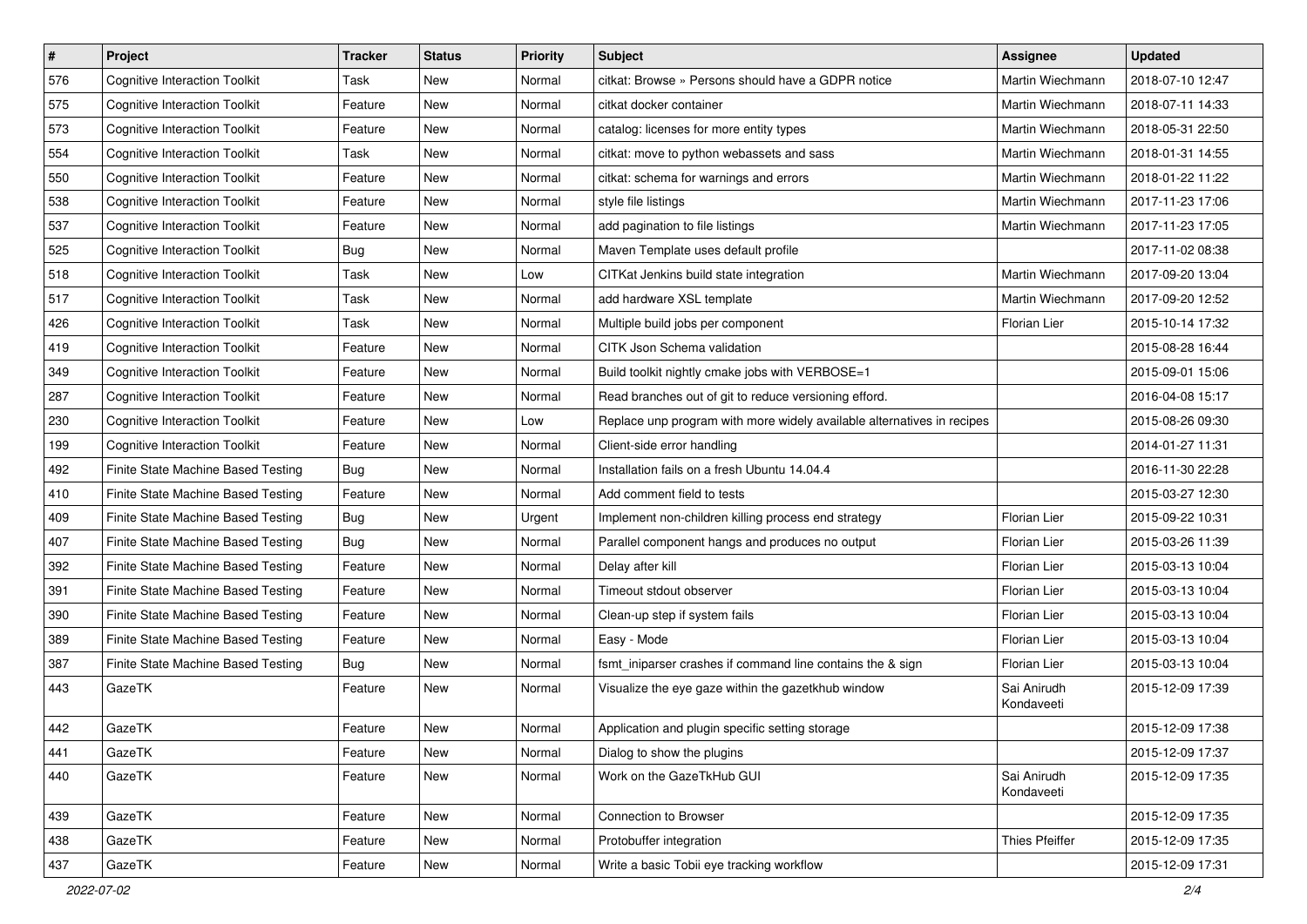| # | Project | Tracker | Status | Priority | Subject | Assignee | Updated |
|---|---|---|---|---|---|---|---|
| 576 | Cognitive Interaction Toolkit | Task | New | Normal | citkat: Browse » Persons should have a GDPR notice | Martin Wiechmann | 2018-07-10 12:47 |
| 575 | Cognitive Interaction Toolkit | Feature | New | Normal | citkat docker container | Martin Wiechmann | 2018-07-11 14:33 |
| 573 | Cognitive Interaction Toolkit | Feature | New | Normal | catalog: licenses for more entity types | Martin Wiechmann | 2018-05-31 22:50 |
| 554 | Cognitive Interaction Toolkit | Task | New | Normal | citkat: move to python webassets and sass | Martin Wiechmann | 2018-01-31 14:55 |
| 550 | Cognitive Interaction Toolkit | Feature | New | Normal | citkat: schema for warnings and errors | Martin Wiechmann | 2018-01-22 11:22 |
| 538 | Cognitive Interaction Toolkit | Feature | New | Normal | style file listings | Martin Wiechmann | 2017-11-23 17:06 |
| 537 | Cognitive Interaction Toolkit | Feature | New | Normal | add pagination to file listings | Martin Wiechmann | 2017-11-23 17:05 |
| 525 | Cognitive Interaction Toolkit | Bug | New | Normal | Maven Template uses default profile | | 2017-11-02 08:38 |
| 518 | Cognitive Interaction Toolkit | Task | New | Low | CITKat Jenkins build state integration | Martin Wiechmann | 2017-09-20 13:04 |
| 517 | Cognitive Interaction Toolkit | Task | New | Normal | add hardware XSL template | Martin Wiechmann | 2017-09-20 12:52 |
| 426 | Cognitive Interaction Toolkit | Task | New | Normal | Multiple build jobs per component | Florian Lier | 2015-10-14 17:32 |
| 419 | Cognitive Interaction Toolkit | Feature | New | Normal | CITK Json Schema validation | | 2015-08-28 16:44 |
| 349 | Cognitive Interaction Toolkit | Feature | New | Normal | Build toolkit nightly cmake jobs with VERBOSE=1 | | 2015-09-01 15:06 |
| 287 | Cognitive Interaction Toolkit | Feature | New | Normal | Read branches out of git to reduce versioning efford. | | 2016-04-08 15:17 |
| 230 | Cognitive Interaction Toolkit | Feature | New | Low | Replace unp program with more widely available alternatives in recipes | | 2015-08-26 09:30 |
| 199 | Cognitive Interaction Toolkit | Feature | New | Normal | Client-side error handling | | 2014-01-27 11:31 |
| 492 | Finite State Machine Based Testing | Bug | New | Normal | Installation fails on a fresh Ubuntu 14.04.4 | | 2016-11-30 22:28 |
| 410 | Finite State Machine Based Testing | Feature | New | Normal | Add comment field to tests | | 2015-03-27 12:30 |
| 409 | Finite State Machine Based Testing | Bug | New | Urgent | Implement non-children killing process end strategy | Florian Lier | 2015-09-22 10:31 |
| 407 | Finite State Machine Based Testing | Bug | New | Normal | Parallel component hangs and produces no output | Florian Lier | 2015-03-26 11:39 |
| 392 | Finite State Machine Based Testing | Feature | New | Normal | Delay after kill | Florian Lier | 2015-03-13 10:04 |
| 391 | Finite State Machine Based Testing | Feature | New | Normal | Timeout stdout observer | Florian Lier | 2015-03-13 10:04 |
| 390 | Finite State Machine Based Testing | Feature | New | Normal | Clean-up step if system fails | Florian Lier | 2015-03-13 10:04 |
| 389 | Finite State Machine Based Testing | Feature | New | Normal | Easy - Mode | Florian Lier | 2015-03-13 10:04 |
| 387 | Finite State Machine Based Testing | Bug | New | Normal | fsmt_iniparser crashes if command line contains the & sign | Florian Lier | 2015-03-13 10:04 |
| 443 | GazeTK | Feature | New | Normal | Visualize the eye gaze within the gazetkhub window | Sai Anirudh Kondaveeti | 2015-12-09 17:39 |
| 442 | GazeTK | Feature | New | Normal | Application and plugin specific setting storage | | 2015-12-09 17:38 |
| 441 | GazeTK | Feature | New | Normal | Dialog to show the plugins | | 2015-12-09 17:37 |
| 440 | GazeTK | Feature | New | Normal | Work on the GazeTkHub GUI | Sai Anirudh Kondaveeti | 2015-12-09 17:35 |
| 439 | GazeTK | Feature | New | Normal | Connection to Browser | | 2015-12-09 17:35 |
| 438 | GazeTK | Feature | New | Normal | Protobuffer integration | Thies Pfeiffer | 2015-12-09 17:35 |
| 437 | GazeTK | Feature | New | Normal | Write a basic Tobii eye tracking workflow | | 2015-12-09 17:31 |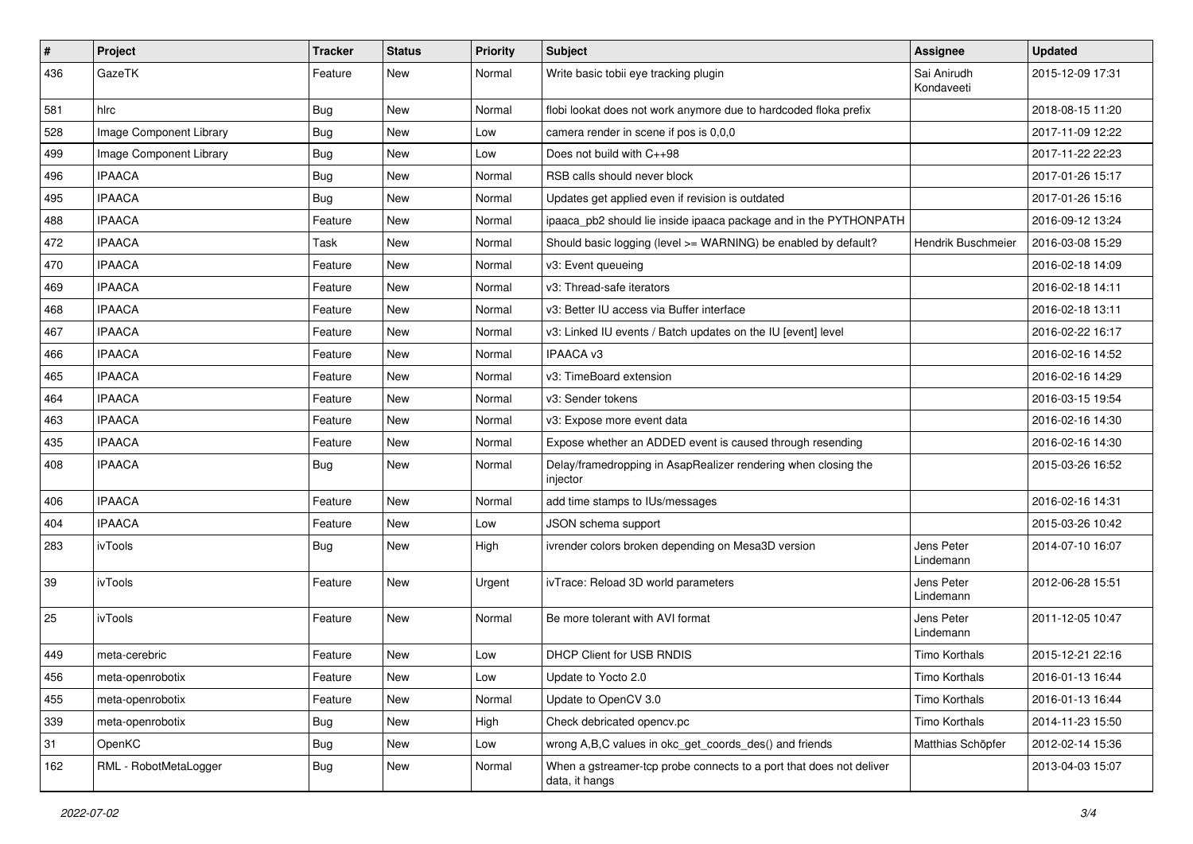| # | Project | Tracker | Status | Priority | Subject | Assignee | Updated |
|---|---|---|---|---|---|---|---|
| 436 | GazeTK | Feature | New | Normal | Write basic tobii eye tracking plugin | Sai Anirudh Kondaveeti | 2015-12-09 17:31 |
| 581 | hlrc | Bug | New | Normal | flobi lookat does not work anymore due to hardcoded floka prefix | | 2018-08-15 11:20 |
| 528 | Image Component Library | Bug | New | Low | camera render in scene if pos is 0,0,0 | | 2017-11-09 12:22 |
| 499 | Image Component Library | Bug | New | Low | Does not build with C++98 | | 2017-11-22 22:23 |
| 496 | IPAACA | Bug | New | Normal | RSB calls should never block | | 2017-01-26 15:17 |
| 495 | IPAACA | Bug | New | Normal | Updates get applied even if revision is outdated | | 2017-01-26 15:16 |
| 488 | IPAACA | Feature | New | Normal | ipaaca_pb2 should lie inside ipaaca package and in the PYTHONPATH | | 2016-09-12 13:24 |
| 472 | IPAACA | Task | New | Normal | Should basic logging (level >= WARNING) be enabled by default? | Hendrik Buschmeier | 2016-03-08 15:29 |
| 470 | IPAACA | Feature | New | Normal | v3: Event queueing | | 2016-02-18 14:09 |
| 469 | IPAACA | Feature | New | Normal | v3: Thread-safe iterators | | 2016-02-18 14:11 |
| 468 | IPAACA | Feature | New | Normal | v3: Better IU access via Buffer interface | | 2016-02-18 13:11 |
| 467 | IPAACA | Feature | New | Normal | v3: Linked IU events / Batch updates on the IU [event] level | | 2016-02-22 16:17 |
| 466 | IPAACA | Feature | New | Normal | IPAACA v3 | | 2016-02-16 14:52 |
| 465 | IPAACA | Feature | New | Normal | v3: TimeBoard extension | | 2016-02-16 14:29 |
| 464 | IPAACA | Feature | New | Normal | v3: Sender tokens | | 2016-03-15 19:54 |
| 463 | IPAACA | Feature | New | Normal | v3: Expose more event data | | 2016-02-16 14:30 |
| 435 | IPAACA | Feature | New | Normal | Expose whether an ADDED event is caused through resending | | 2016-02-16 14:30 |
| 408 | IPAACA | Bug | New | Normal | Delay/framedropping in AsapRealizer rendering when closing the injector | | 2015-03-26 16:52 |
| 406 | IPAACA | Feature | New | Normal | add time stamps to IUs/messages | | 2016-02-16 14:31 |
| 404 | IPAACA | Feature | New | Low | JSON schema support | | 2015-03-26 10:42 |
| 283 | ivTools | Bug | New | High | ivrender colors broken depending on Mesa3D version | Jens Peter Lindemann | 2014-07-10 16:07 |
| 39 | ivTools | Feature | New | Urgent | ivTrace: Reload 3D world parameters | Jens Peter Lindemann | 2012-06-28 15:51 |
| 25 | ivTools | Feature | New | Normal | Be more tolerant with AVI format | Jens Peter Lindemann | 2011-12-05 10:47 |
| 449 | meta-cerebric | Feature | New | Low | DHCP Client for USB RNDIS | Timo Korthals | 2015-12-21 22:16 |
| 456 | meta-openrobotix | Feature | New | Low | Update to Yocto 2.0 | Timo Korthals | 2016-01-13 16:44 |
| 455 | meta-openrobotix | Feature | New | Normal | Update to OpenCV 3.0 | Timo Korthals | 2016-01-13 16:44 |
| 339 | meta-openrobotix | Bug | New | High | Check debricated opencv.pc | Timo Korthals | 2014-11-23 15:50 |
| 31 | OpenKC | Bug | New | Low | wrong A,B,C values in okc_get_coords_des() and friends | Matthias Schöpfer | 2012-02-14 15:36 |
| 162 | RML - RobotMetaLogger | Bug | New | Normal | When a gstreamer-tcp probe connects to a port that does not deliver data, it hangs | | 2013-04-03 15:07 |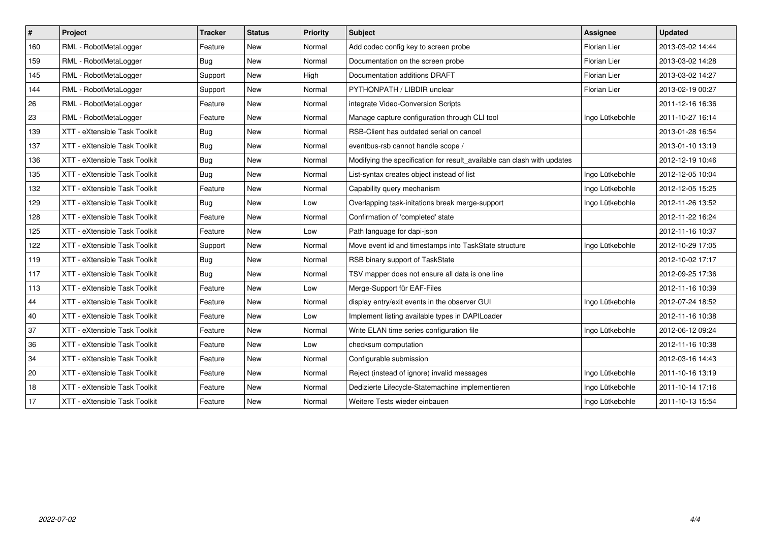| # | Project | Tracker | Status | Priority | Subject | Assignee | Updated |
|---|---|---|---|---|---|---|---|
| 160 | RML - RobotMetaLogger | Feature | New | Normal | Add codec config key to screen probe | Florian Lier | 2013-03-02 14:44 |
| 159 | RML - RobotMetaLogger | Bug | New | Normal | Documentation on the screen probe | Florian Lier | 2013-03-02 14:28 |
| 145 | RML - RobotMetaLogger | Support | New | High | Documentation additions DRAFT | Florian Lier | 2013-03-02 14:27 |
| 144 | RML - RobotMetaLogger | Support | New | Normal | PYTHONPATH / LIBDIR unclear | Florian Lier | 2013-02-19 00:27 |
| 26 | RML - RobotMetaLogger | Feature | New | Normal | integrate Video-Conversion Scripts | | 2011-12-16 16:36 |
| 23 | RML - RobotMetaLogger | Feature | New | Normal | Manage capture configuration through CLI tool | Ingo Lütkebohle | 2011-10-27 16:14 |
| 139 | XTT - eXtensible Task Toolkit | Bug | New | Normal | RSB-Client has outdated serial on cancel | | 2013-01-28 16:54 |
| 137 | XTT - eXtensible Task Toolkit | Bug | New | Normal | eventbus-rsb cannot handle scope / | | 2013-01-10 13:19 |
| 136 | XTT - eXtensible Task Toolkit | Bug | New | Normal | Modifying the specification for result_available can clash with updates | | 2012-12-19 10:46 |
| 135 | XTT - eXtensible Task Toolkit | Bug | New | Normal | List-syntax creates object instead of list | Ingo Lütkebohle | 2012-12-05 10:04 |
| 132 | XTT - eXtensible Task Toolkit | Feature | New | Normal | Capability query mechanism | Ingo Lütkebohle | 2012-12-05 15:25 |
| 129 | XTT - eXtensible Task Toolkit | Bug | New | Low | Overlapping task-initations break merge-support | Ingo Lütkebohle | 2012-11-26 13:52 |
| 128 | XTT - eXtensible Task Toolkit | Feature | New | Normal | Confirmation of 'completed' state | | 2012-11-22 16:24 |
| 125 | XTT - eXtensible Task Toolkit | Feature | New | Low | Path language for dapi-json | | 2012-11-16 10:37 |
| 122 | XTT - eXtensible Task Toolkit | Support | New | Normal | Move event id and timestamps into TaskState structure | Ingo Lütkebohle | 2012-10-29 17:05 |
| 119 | XTT - eXtensible Task Toolkit | Bug | New | Normal | RSB binary support of TaskState | | 2012-10-02 17:17 |
| 117 | XTT - eXtensible Task Toolkit | Bug | New | Normal | TSV mapper does not ensure all data is one line | | 2012-09-25 17:36 |
| 113 | XTT - eXtensible Task Toolkit | Feature | New | Low | Merge-Support für EAF-Files | | 2012-11-16 10:39 |
| 44 | XTT - eXtensible Task Toolkit | Feature | New | Normal | display entry/exit events in the observer GUI | Ingo Lütkebohle | 2012-07-24 18:52 |
| 40 | XTT - eXtensible Task Toolkit | Feature | New | Low | Implement listing available types in DAPILoader | | 2012-11-16 10:38 |
| 37 | XTT - eXtensible Task Toolkit | Feature | New | Normal | Write ELAN time series configuration file | Ingo Lütkebohle | 2012-06-12 09:24 |
| 36 | XTT - eXtensible Task Toolkit | Feature | New | Low | checksum computation | | 2012-11-16 10:38 |
| 34 | XTT - eXtensible Task Toolkit | Feature | New | Normal | Configurable submission | | 2012-03-16 14:43 |
| 20 | XTT - eXtensible Task Toolkit | Feature | New | Normal | Reject (instead of ignore) invalid messages | Ingo Lütkebohle | 2011-10-16 13:19 |
| 18 | XTT - eXtensible Task Toolkit | Feature | New | Normal | Dedizierte Lifecycle-Statemachine implementieren | Ingo Lütkebohle | 2011-10-14 17:16 |
| 17 | XTT - eXtensible Task Toolkit | Feature | New | Normal | Weitere Tests wieder einbauen | Ingo Lütkebohle | 2011-10-13 15:54 |